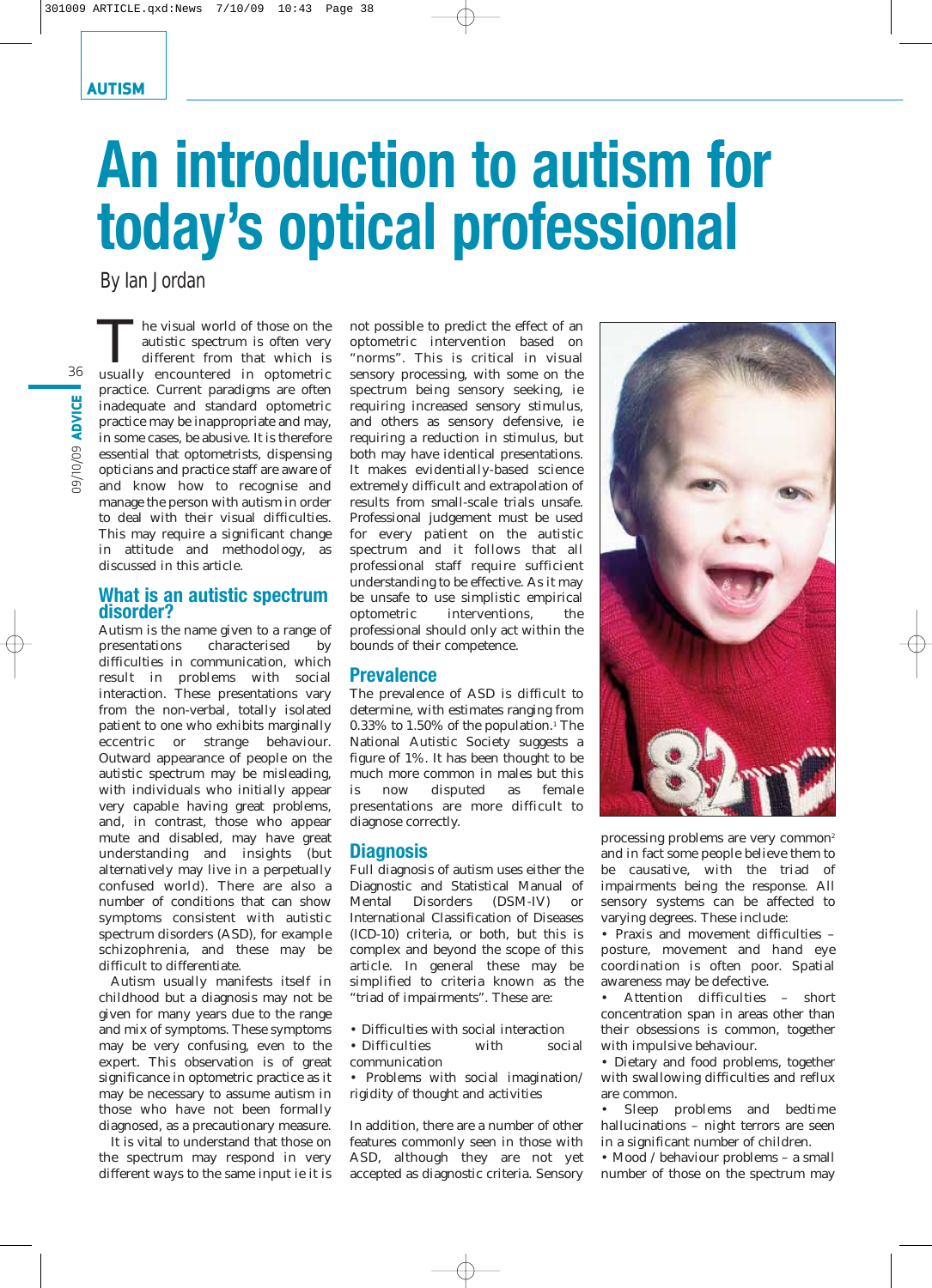# An introduction to autism for today's optical professional

By Ian Jordan

The visual world of those on the autistic spectrum is often very different from that which is usually encountered in optometric practice. Current paradigms are often inadequate and standard optometric practice may be inappropriate and may, in some cases, be abusive. It is therefore essential that optometrists, dispensing opticians and practice staff are aware of and know how to recognise and manage the person with autism in order to deal with their visual difficulties. This may require a significant change in attitude and methodology, as discussed in this article.

## What is an autistic spectrum disorder?

Autism is the name given to a range of presentations characterised by difficulties in communication, which result in problems with social interaction. These presentations vary from the non-verbal, totally isolated patient to one who exhibits marginally eccentric or strange behaviour. Outward appearance of people on the autistic spectrum may be misleading, with individuals who initially appear very capable having great problems, and, in contrast, those who appear mute and disabled, may have great understanding and insights (but alternatively may live in a perpetually confused world). There are also a number of conditions that can show symptoms consistent with autistic spectrum disorders (ASD), for example schizophrenia, and these may be difficult to differentiate.

Autism usually manifests itself in childhood but a diagnosis may not be given for many years due to the range and mix of symptoms. These symptoms may be very confusing, even to the expert. This observation is of great significance in optometric practice as it may be necessary to assume autism in those who have not been formally diagnosed, as a precautionary measure.

It is vital to understand that those on the spectrum may respond in very different ways to the same input ie it is not possible to predict the effect of an optometric intervention based on "norms". This is critical in visual sensory processing, with some on the spectrum being sensory seeking, ie requiring increased sensory stimulus, and others as sensory defensive, ie requiring a reduction in stimulus, but both may have identical presentations. It makes evidentially-based science extremely difficult and extrapolation of results from small-scale trials unsafe. Professional judgement must be used for every patient on the autistic spectrum and it follows that all professional staff require sufficient understanding to be effective. As it may be unsafe to use simplistic empirical optometric interventions, the professional should only act within the bounds of their competence.

## Prevalence

The prevalence of ASD is difficult to determine, with estimates ranging from 0.33% to 1.50% of the population.[1] The National Autistic Society suggests a figure of 1%. It has been thought to be much more common in males but this is now disputed as female presentations are more difficult to diagnose correctly.

## Diagnosis

Full diagnosis of autism uses either the Diagnostic and Statistical Manual of Mental Disorders (DSM-IV) or International Classification of Diseases (ICD-10) criteria, or both, but this is complex and beyond the scope of this article. In general these may be simplified to criteria known as the "triad of impairments". These are:

- Difficulties with social interaction
- Difficulties with social communication
- Problems with social imagination/ rigidity of thought and activities

In addition, there are a number of other features commonly seen in those with ASD, although they are not yet accepted as diagnostic criteria. Sensory processing problems are very common[2] and in fact some people believe them to be causative, with the triad of impairments being the response. All sensory systems can be affected to varying degrees. These include:

- Praxis and movement difficulties – posture, movement and hand eye coordination is often poor. Spatial awareness may be defective.
- Attention difficulties – short concentration span in areas other than their obsessions is common, together with impulsive behaviour.
- Dietary and food problems, together with swallowing difficulties and reflux are common.
- Sleep problems and bedtime hallucinations – night terrors are seen in a significant number of children.
- Mood / behaviour problems – a small number of those on the spectrum may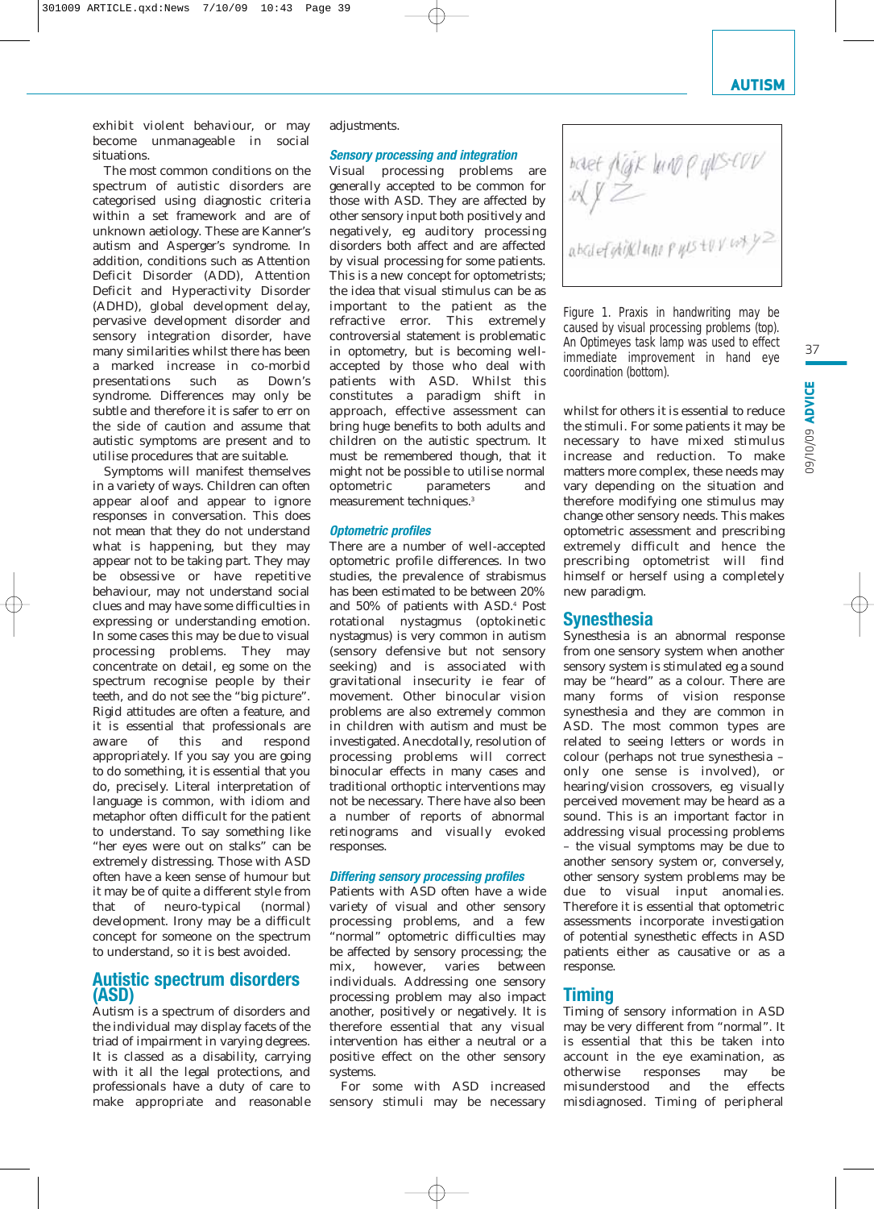exhibit violent behaviour, or may become unmanageable in social situations.

The most common conditions on the spectrum of autistic disorders are categorised using diagnostic criteria within a set framework and are of unknown aetiology. These are Kanner's autism and Asperger's syndrome. In addition, conditions such as Attention Deficit Disorder (ADD), Attention Deficit and Hyperactivity Disorder (ADHD), global development delay, pervasive development disorder and sensory integration disorder, have many similarities whilst there has been a marked increase in co-morbid presentations such as Down's syndrome. Differences may only be subtle and therefore it is safer to err on the side of caution and assume that autistic symptoms are present and to utilise procedures that are suitable.

Symptoms will manifest themselves in a variety of ways. Children can often appear aloof and appear to ignore responses in conversation. This does not mean that they do not understand what is happening, but they may appear not to be taking part. They may be obsessive or have repetitive behaviour, may not understand social clues and may have some difficulties in expressing or understanding emotion. In some cases this may be due to visual processing problems. They may concentrate on detail, eg some on the spectrum recognise people by their teeth, and do not see the "big picture". Rigid attitudes are often a feature, and it is essential that professionals are aware of this and respond appropriately. If you say you are going to do something, it is essential that you do, precisely. Literal interpretation of language is common, with idiom and metaphor often difficult for the patient to understand. To say something like "her eyes were out on stalks" can be extremely distressing. Those with ASD often have a keen sense of humour but it may be of quite a different style from that of neuro-typical (normal) development. Irony may be a difficult concept for someone on the spectrum to understand, so it is best avoided.

## Autistic spectrum disorders (ASD)

Autism is a spectrum of disorders and the individual may display facets of the triad of impairment in varying degrees. It is classed as a disability, carrying with it all the legal protections, and professionals have a duty of care to make appropriate and reasonable adjustments.

### *Sensory processing and integration*

Visual processing problems are generally accepted to be common for those with ASD. They are affected by other sensory input both positively and negatively, eg auditory processing disorders both affect and are affected by visual processing for some patients. This is a new concept for optometrists; the idea that visual stimulus can be as important to the patient as the refractive error. This extremely controversial statement is problematic in optometry, but is becoming well-accepted by those who deal with patients with ASD. Whilst this constitutes a paradigm shift in approach, effective assessment can bring huge benefits to both adults and children on the autistic spectrum. It must be remembered though, that it might not be possible to utilise normal optometric parameters and measurement techniques.[3]

### *Optometric profiles*

There are a number of well-accepted optometric profile differences. In two studies, the prevalence of strabismus has been estimated to be between 20% and 50% of patients with ASD.[4] Post rotational nystagmus (optokinetic nystagmus) is very common in autism (sensory defensive but not sensory seeking) and is associated with gravitational insecurity ie fear of movement. Other binocular vision problems are also extremely common in children with autism and must be investigated. Anecdotally, resolution of processing problems will correct binocular effects in many cases and traditional orthoptic interventions may not be necessary. There have also been a number of reports of abnormal retinograms and visually evoked responses.

### *Differing sensory processing profiles*

Patients with ASD often have a wide variety of visual and other sensory processing problems, and a few "normal" optometric difficulties may be affected by sensory processing; the mix, however, varies between individuals. Addressing one sensory processing problem may also impact another, positively or negatively. It is therefore essential that any visual intervention has either a neutral or a positive effect on the other sensory systems.

For some with ASD increased sensory stimuli may be necessary whilst for others it is essential to reduce the stimuli. For some patients it may be necessary to have mixed stimulus increase and reduction. To make matters more complex, these needs may vary depending on the situation and therefore modifying one stimulus may change other sensory needs. This makes optometric assessment and prescribing extremely difficult and hence the prescribing optometrist will find himself or herself using a completely new paradigm.

Figure 1. Praxis in handwriting may be caused by visual processing problems (top). An Optimeyes task lamp was used to effect immediate improvement in hand eye coordination (bottom).

## Synesthesia

Synesthesia is an abnormal response from one sensory system when another sensory system is stimulated eg a sound may be "heard" as a colour. There are many forms of vision response synesthesia and they are common in ASD. The most common types are related to seeing letters or words in colour (perhaps not true synesthesia – only one sense is involved), or hearing/vision crossovers, eg visually perceived movement may be heard as a sound. This is an important factor in addressing visual processing problems – the visual symptoms may be due to another sensory system or, conversely, other sensory system problems may be due to visual input anomalies. Therefore it is essential that optometric assessments incorporate investigation of potential synesthetic effects in ASD patients either as causative or as a response.

## Timing

Timing of sensory information in ASD may be very different from "normal". It is essential that this be taken into account in the eye examination, as otherwise responses may be misunderstood and the effects misdiagnosed. Timing of peripheral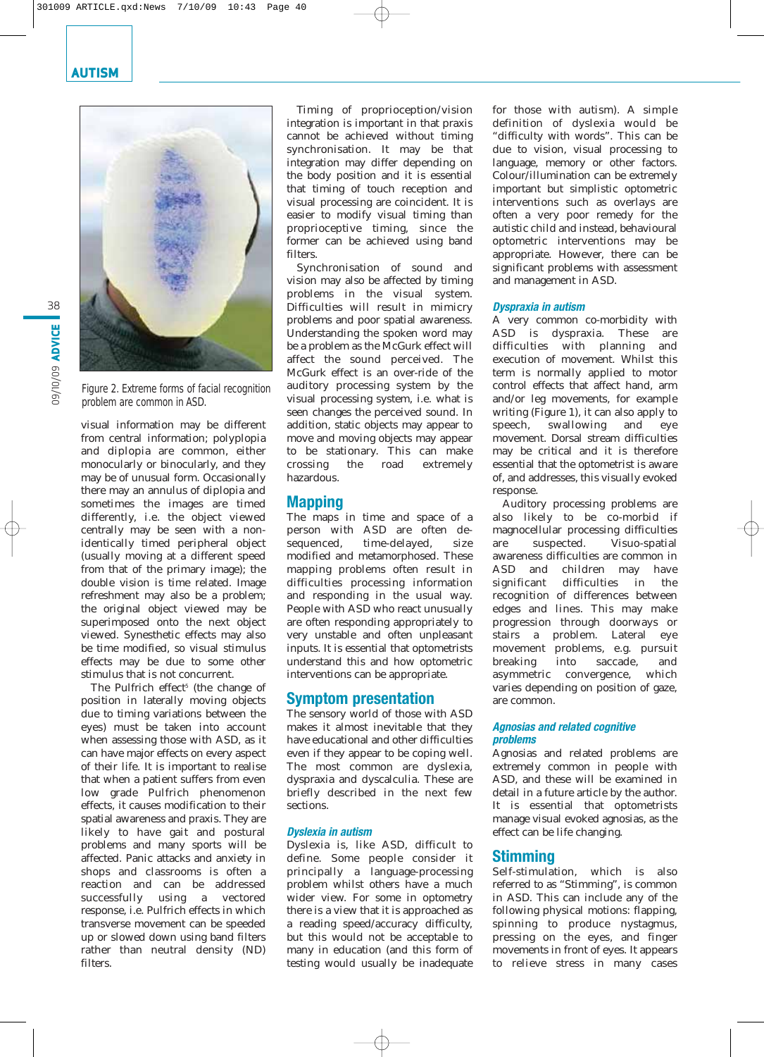Figure 2. Extreme forms of facial recognition problem are common in ASD.

visual information may be different from central information; polyplopia and diplopia are common, either monocularly or binocularly, and they may be of unusual form. Occasionally there may an annulus of diplopia and sometimes the images are timed differently, i.e. the object viewed centrally may be seen with a non-identically timed peripheral object (usually moving at a different speed from that of the primary image); the double vision is time related. Image refreshment may also be a problem; the original object viewed may be superimposed onto the next object viewed. Synesthetic effects may also be time modified, so visual stimulus effects may be due to some other stimulus that is not concurrent.

The Pulfrich effect[5] (the change of position in laterally moving objects due to timing variations between the eyes) must be taken into account when assessing those with ASD, as it can have major effects on every aspect of their life. It is important to realise that when a patient suffers from even low grade Pulfrich phenomenon effects, it causes modification to their spatial awareness and praxis. They are likely to have gait and postural problems and many sports will be affected. Panic attacks and anxiety in shops and classrooms is often a reaction and can be addressed successfully using a vectored response, i.e. Pulfrich effects in which transverse movement can be speeded up or slowed down using band filters rather than neutral density (ND) filters.

Timing of proprioception/vision integration is important in that praxis cannot be achieved without timing synchronisation. It may be that integration may differ depending on the body position and it is essential that timing of touch reception and visual processing are coincident. It is easier to modify visual timing than proprioceptive timing, since the former can be achieved using band filters.

Synchronisation of sound and vision may also be affected by timing problems in the visual system. Difficulties will result in mimicry problems and poor spatial awareness. Understanding the spoken word may be a problem as the McGurk effect will affect the sound perceived. The McGurk effect is an over-ride of the auditory processing system by the visual processing system, i.e. what is seen changes the perceived sound. In addition, static objects may appear to move and moving objects may appear to be stationary. This can make crossing the road extremely hazardous.

## Mapping

The maps in time and space of a person with ASD are often de-sequenced, time-delayed, size modified and metamorphosed. These mapping problems often result in difficulties processing information and responding in the usual way. People with ASD who react unusually are often responding appropriately to very unstable and often unpleasant inputs. It is essential that optometrists understand this and how optometric interventions can be appropriate.

## Symptom presentation

The sensory world of those with ASD makes it almost inevitable that they have educational and other difficulties even if they appear to be coping well. The most common are dyslexia, dyspraxia and dyscalculia. These are briefly described in the next few sections.

### *Dyslexia in autism*

Dyslexia is, like ASD, difficult to define. Some people consider it principally a language-processing problem whilst others have a much wider view. For some in optometry there is a view that it is approached as a reading speed/accuracy difficulty, but this would not be acceptable to many in education (and this form of testing would usually be inadequate for those with autism). A simple definition of dyslexia would be "difficulty with words". This can be due to vision, visual processing to language, memory or other factors. Colour/illumination can be extremely important but simplistic optometric interventions such as overlays are often a very poor remedy for the autistic child and instead, behavioural optometric interventions may be appropriate. However, there can be significant problems with assessment and management in ASD.

### *Dyspraxia in autism*

A very common co-morbidity with ASD is dyspraxia. These are difficulties with planning and execution of movement. Whilst this term is normally applied to motor control effects that affect hand, arm and/or leg movements, for example writing (Figure 1), it can also apply to speech, swallowing and eye movement. Dorsal stream difficulties may be critical and it is therefore essential that the optometrist is aware of, and addresses, this visually evoked response.

Auditory processing problems are also likely to be co-morbid if magnocellular processing difficulties are suspected. Visuo-spatial awareness difficulties are common in ASD and children may have significant difficulties in the recognition of differences between edges and lines. This may make progression through doorways or stairs a problem. Lateral eye movement problems, e.g. pursuit breaking into saccade, and asymmetric convergence, which varies depending on position of gaze, are common.

### *Agnosias and related cognitive problems*

Agnosias and related problems are extremely common in people with ASD, and these will be examined in detail in a future article by the author. It is essential that optometrists manage visual evoked agnosias, as the effect can be life changing.

## Stimming

Self-stimulation, which is also referred to as "Stimming", is common in ASD. This can include any of the following physical motions: flapping, spinning to produce nystagmus, pressing on the eyes, and finger movements in front of eyes. It appears to relieve stress in many cases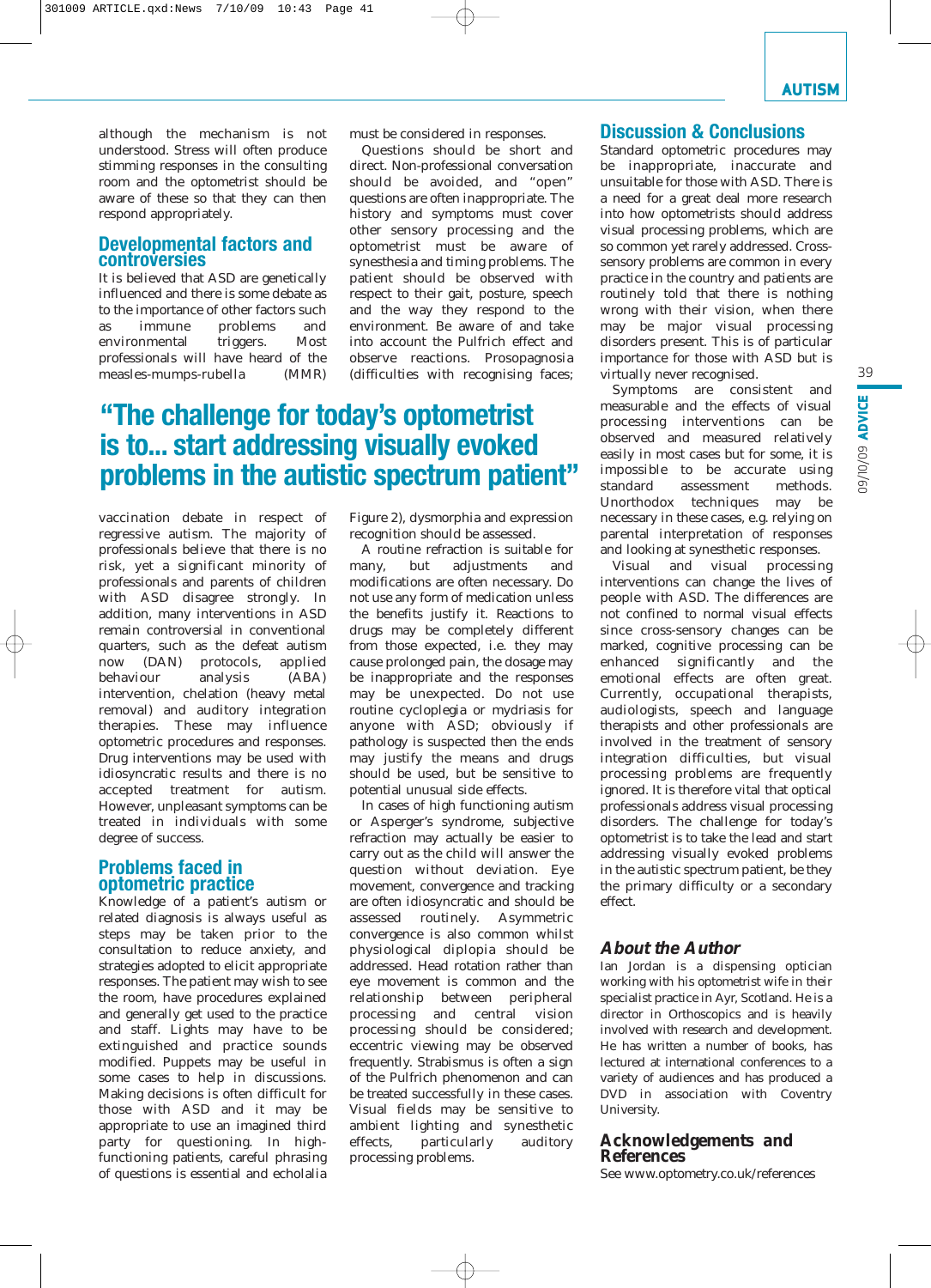although the mechanism is not understood. Stress will often produce stimming responses in the consulting room and the optometrist should be aware of these so that they can then respond appropriately.

## Developmental factors and controversies

It is believed that ASD are genetically influenced and there is some debate as to the importance of other factors such as immune problems and environmental triggers. Most professionals will have heard of the measles-mumps-rubella (MMR) vaccination debate in respect of regressive autism. The majority of professionals believe that there is no risk, yet a significant minority of professionals and parents of children with ASD disagree strongly. In addition, many interventions in ASD remain controversial in conventional quarters, such as the defeat autism now (DAN) protocols, applied behaviour analysis (ABA) intervention, chelation (heavy metal removal) and auditory integration therapies. These may influence optometric procedures and responses. Drug interventions may be used with idiosyncratic results and there is no accepted treatment for autism. However, unpleasant symptoms can be treated in individuals with some degree of success.

## Problems faced in optometric practice

Knowledge of a patient's autism or related diagnosis is always useful as steps may be taken prior to the consultation to reduce anxiety, and strategies adopted to elicit appropriate responses. The patient may wish to see the room, have procedures explained and generally get used to the practice and staff. Lights may have to be extinguished and practice sounds modified. Puppets may be useful in some cases to help in discussions. Making decisions is often difficult for those with ASD and it may be appropriate to use an imagined third party for questioning. In high-functioning patients, careful phrasing of questions is essential and echolalia must be considered in responses.

Questions should be short and direct. Non-professional conversation should be avoided, and "open" questions are often inappropriate. The history and symptoms must cover other sensory processing and the optometrist must be aware of synesthesia and timing problems. The patient should be observed with respect to their gait, posture, speech and the way they respond to the environment. Be aware of and take into account the Pulfrich effect and observe reactions. Prosopagnosia (difficulties with recognising faces; Figure 2), dysmorphia and expression recognition should be assessed.

> **"The challenge for today's optometrist is to... start addressing visually evoked problems in the autistic spectrum patient"**

A routine refraction is suitable for many, but adjustments and modifications are often necessary. Do not use any form of medication unless the benefits justify it. Reactions to drugs may be completely different from those expected, i.e. they may cause prolonged pain, the dosage may be inappropriate and the responses may be unexpected. Do not use routine cycloplegia or mydriasis for anyone with ASD; obviously if pathology is suspected then the ends may justify the means and drugs should be used, but be sensitive to potential unusual side effects.

In cases of high functioning autism or Asperger's syndrome, subjective refraction may actually be easier to carry out as the child will answer the question without deviation. Eye movement, convergence and tracking are often idiosyncratic and should be assessed routinely. Asymmetric convergence is also common whilst physiological diplopia should be addressed. Head rotation rather than eye movement is common and the relationship between peripheral processing and central vision processing should be considered; eccentric viewing may be observed frequently. Strabismus is often a sign of the Pulfrich phenomenon and can be treated successfully in these cases. Visual fields may be sensitive to ambient lighting and synesthetic effects, particularly auditory processing problems.

## Discussion & Conclusions

Standard optometric procedures may be inappropriate, inaccurate and unsuitable for those with ASD. There is a need for a great deal more research into how optometrists should address visual processing problems, which are so common yet rarely addressed. Cross-sensory problems are common in every practice in the country and patients are routinely told that there is nothing wrong with their vision, when there may be major visual processing disorders present. This is of particular importance for those with ASD but is virtually never recognised.

Symptoms are consistent and measurable and the effects of visual processing interventions can be observed and measured relatively easily in most cases but for some, it is impossible to be accurate using standard assessment methods. Unorthodox techniques may be necessary in these cases, e.g. relying on parental interpretation of responses and looking at synesthetic responses.

Visual and visual processing interventions can change the lives of people with ASD. The differences are not confined to normal visual effects since cross-sensory changes can be marked, cognitive processing can be enhanced significantly and the emotional effects are often great. Currently, occupational therapists, audiologists, speech and language therapists and other professionals are involved in the treatment of sensory integration difficulties, but visual processing problems are frequently ignored. It is therefore vital that optical professionals address visual processing disorders. The challenge for today's optometrist is to take the lead and start addressing visually evoked problems in the autistic spectrum patient, be they the primary difficulty or a secondary effect.

## *About the Author*

Ian Jordan is a dispensing optician working with his optometrist wife in their specialist practice in Ayr, Scotland. He is a director in Orthoscopics and is heavily involved with research and development. He has written a number of books, has lectured at international conferences to a variety of audiences and has produced a DVD in association with Coventry University.

## Acknowledgements and References

See www.optometry.co.uk/references